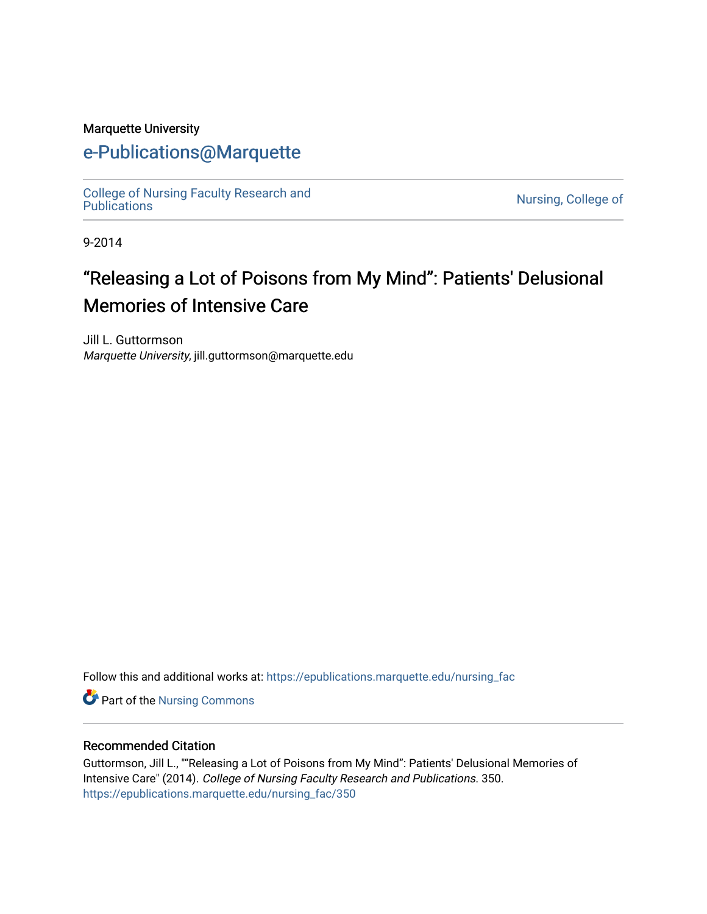Marquette University

# e-Publications@Marquette

College of Nursing Faculty Research and Publications | Nursing, College of

9-2014

# "Releasing a Lot of Poisons from My Mind": Patients' Delusional Memories of Intensive Care

Jill L. Guttormson

*Marquette University*, jill.guttormson@marquette.edu

Follow this and additional works at: https://epublications.marquette.edu/nursing_fac

Part of the Nursing Commons

## Recommended Citation

Guttormson, Jill L., ""Releasing a Lot of Poisons from My Mind": Patients' Delusional Memories of Intensive Care" (2014). *College of Nursing Faculty Research and Publications*. 350.
https://epublications.marquette.edu/nursing_fac/350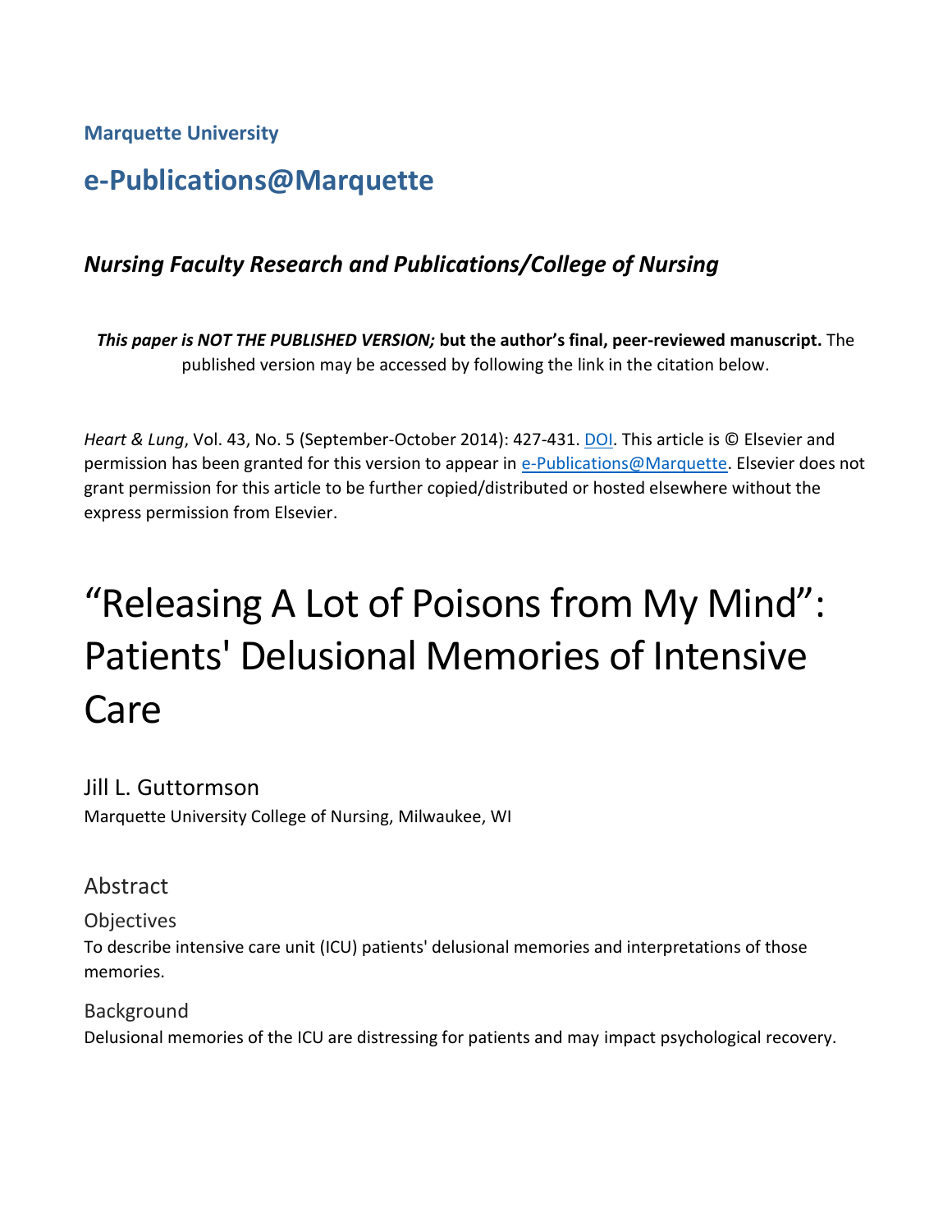**Marquette University**

## e-Publications@Marquette

### *Nursing Faculty Research and Publications/College of Nursing*

***This paper is NOT THE PUBLISHED VERSION;* but the author's final, peer-reviewed manuscript.** The published version may be accessed by following the link in the citation below.

*Heart & Lung*, Vol. 43, No. 5 (September-October 2014): 427-431. DOI. This article is © Elsevier and permission has been granted for this version to appear in e-Publications@Marquette. Elsevier does not grant permission for this article to be further copied/distributed or hosted elsewhere without the express permission from Elsevier.

# "Releasing A Lot of Poisons from My Mind": Patients' Delusional Memories of Intensive Care

Jill L. Guttormson
Marquette University College of Nursing, Milwaukee, WI

## Abstract

### Objectives

To describe intensive care unit (ICU) patients' delusional memories and interpretations of those memories.

### Background

Delusional memories of the ICU are distressing for patients and may impact psychological recovery.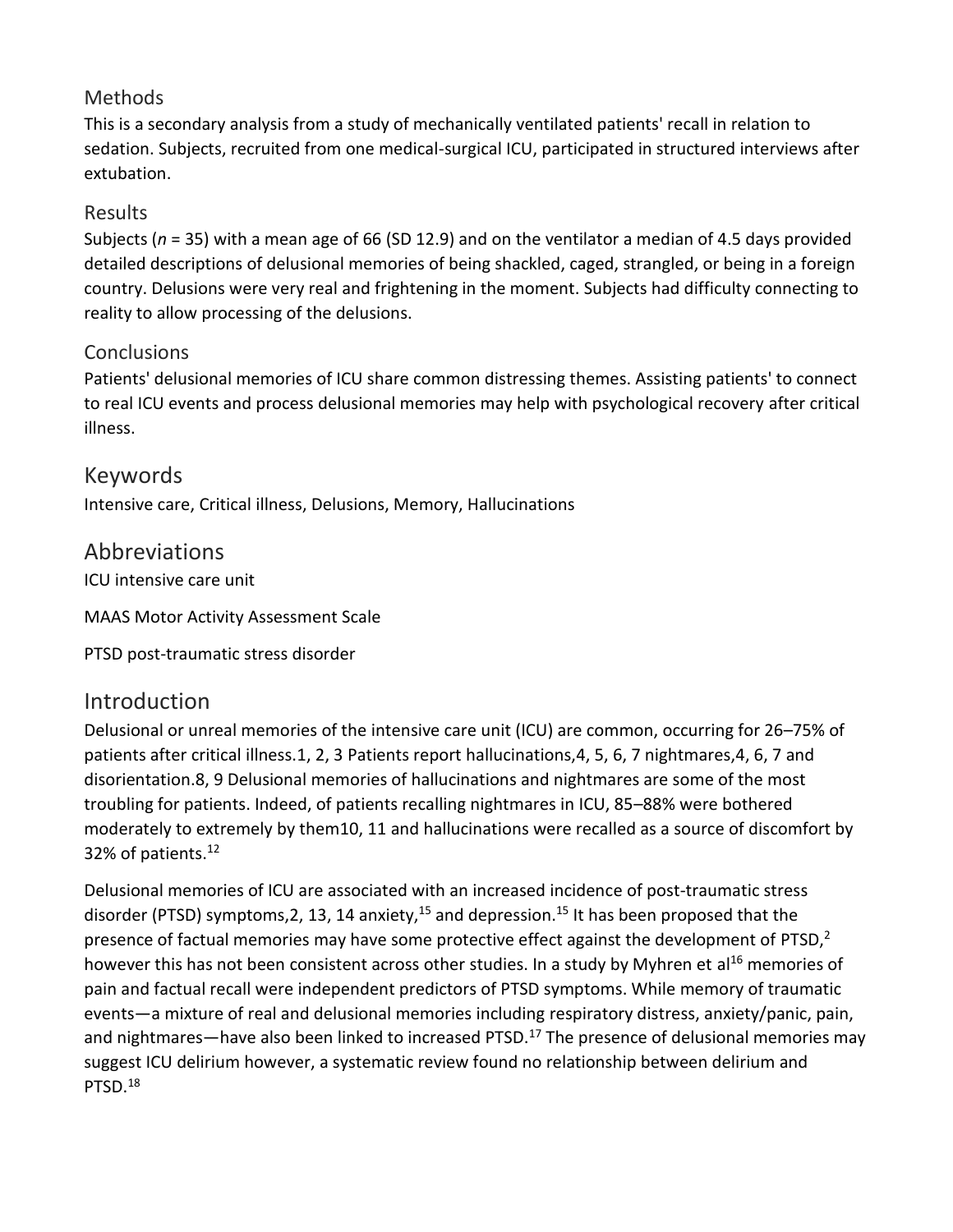## Methods

This is a secondary analysis from a study of mechanically ventilated patients' recall in relation to sedation. Subjects, recruited from one medical-surgical ICU, participated in structured interviews after extubation.

## Results

Subjects (*n* = 35) with a mean age of 66 (SD 12.9) and on the ventilator a median of 4.5 days provided detailed descriptions of delusional memories of being shackled, caged, strangled, or being in a foreign country. Delusions were very real and frightening in the moment. Subjects had difficulty connecting to reality to allow processing of the delusions.

## Conclusions

Patients' delusional memories of ICU share common distressing themes. Assisting patients' to connect to real ICU events and process delusional memories may help with psychological recovery after critical illness.

# Keywords

Intensive care, Critical illness, Delusions, Memory, Hallucinations

# Abbreviations

ICU intensive care unit

MAAS Motor Activity Assessment Scale

PTSD post-traumatic stress disorder

# Introduction

Delusional or unreal memories of the intensive care unit (ICU) are common, occurring for 26–75% of patients after critical illness.1, 2, 3 Patients report hallucinations,4, 5, 6, 7 nightmares,4, 6, 7 and disorientation.8, 9 Delusional memories of hallucinations and nightmares are some of the most troubling for patients. Indeed, of patients recalling nightmares in ICU, 85–88% were bothered moderately to extremely by them10, 11 and hallucinations were recalled as a source of discomfort by 32% of patients.[12]

Delusional memories of ICU are associated with an increased incidence of post-traumatic stress disorder (PTSD) symptoms,2, 13, 14 anxiety,[15] and depression.[15] It has been proposed that the presence of factual memories may have some protective effect against the development of PTSD,[2] however this has not been consistent across other studies. In a study by Myhren et al[16] memories of pain and factual recall were independent predictors of PTSD symptoms. While memory of traumatic events—a mixture of real and delusional memories including respiratory distress, anxiety/panic, pain, and nightmares—have also been linked to increased PTSD.[17] The presence of delusional memories may suggest ICU delirium however, a systematic review found no relationship between delirium and PTSD.[18]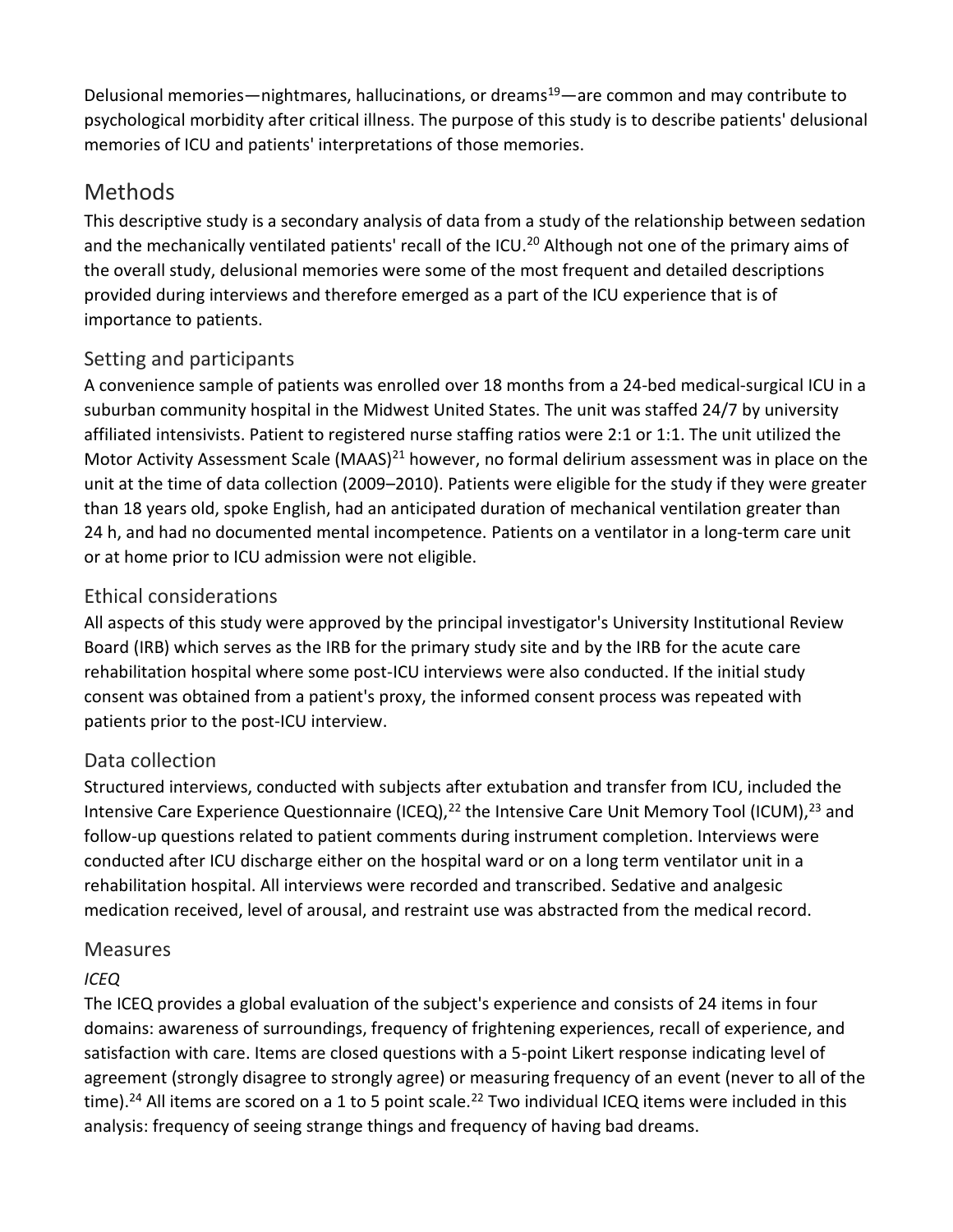Delusional memories—nightmares, hallucinations, or dreams[19]—are common and may contribute to psychological morbidity after critical illness. The purpose of this study is to describe patients' delusional memories of ICU and patients' interpretations of those memories.

## Methods

This descriptive study is a secondary analysis of data from a study of the relationship between sedation and the mechanically ventilated patients' recall of the ICU.[20] Although not one of the primary aims of the overall study, delusional memories were some of the most frequent and detailed descriptions provided during interviews and therefore emerged as a part of the ICU experience that is of importance to patients.

### Setting and participants

A convenience sample of patients was enrolled over 18 months from a 24-bed medical-surgical ICU in a suburban community hospital in the Midwest United States. The unit was staffed 24/7 by university affiliated intensivists. Patient to registered nurse staffing ratios were 2:1 or 1:1. The unit utilized the Motor Activity Assessment Scale (MAAS)[21] however, no formal delirium assessment was in place on the unit at the time of data collection (2009–2010). Patients were eligible for the study if they were greater than 18 years old, spoke English, had an anticipated duration of mechanical ventilation greater than 24 h, and had no documented mental incompetence. Patients on a ventilator in a long-term care unit or at home prior to ICU admission were not eligible.

### Ethical considerations

All aspects of this study were approved by the principal investigator's University Institutional Review Board (IRB) which serves as the IRB for the primary study site and by the IRB for the acute care rehabilitation hospital where some post-ICU interviews were also conducted. If the initial study consent was obtained from a patient's proxy, the informed consent process was repeated with patients prior to the post-ICU interview.

### Data collection

Structured interviews, conducted with subjects after extubation and transfer from ICU, included the Intensive Care Experience Questionnaire (ICEQ),[22] the Intensive Care Unit Memory Tool (ICUM),[23] and follow-up questions related to patient comments during instrument completion. Interviews were conducted after ICU discharge either on the hospital ward or on a long term ventilator unit in a rehabilitation hospital. All interviews were recorded and transcribed. Sedative and analgesic medication received, level of arousal, and restraint use was abstracted from the medical record.

### Measures

#### *ICEQ*

The ICEQ provides a global evaluation of the subject's experience and consists of 24 items in four domains: awareness of surroundings, frequency of frightening experiences, recall of experience, and satisfaction with care. Items are closed questions with a 5-point Likert response indicating level of agreement (strongly disagree to strongly agree) or measuring frequency of an event (never to all of the time).[24] All items are scored on a 1 to 5 point scale.[22] Two individual ICEQ items were included in this analysis: frequency of seeing strange things and frequency of having bad dreams.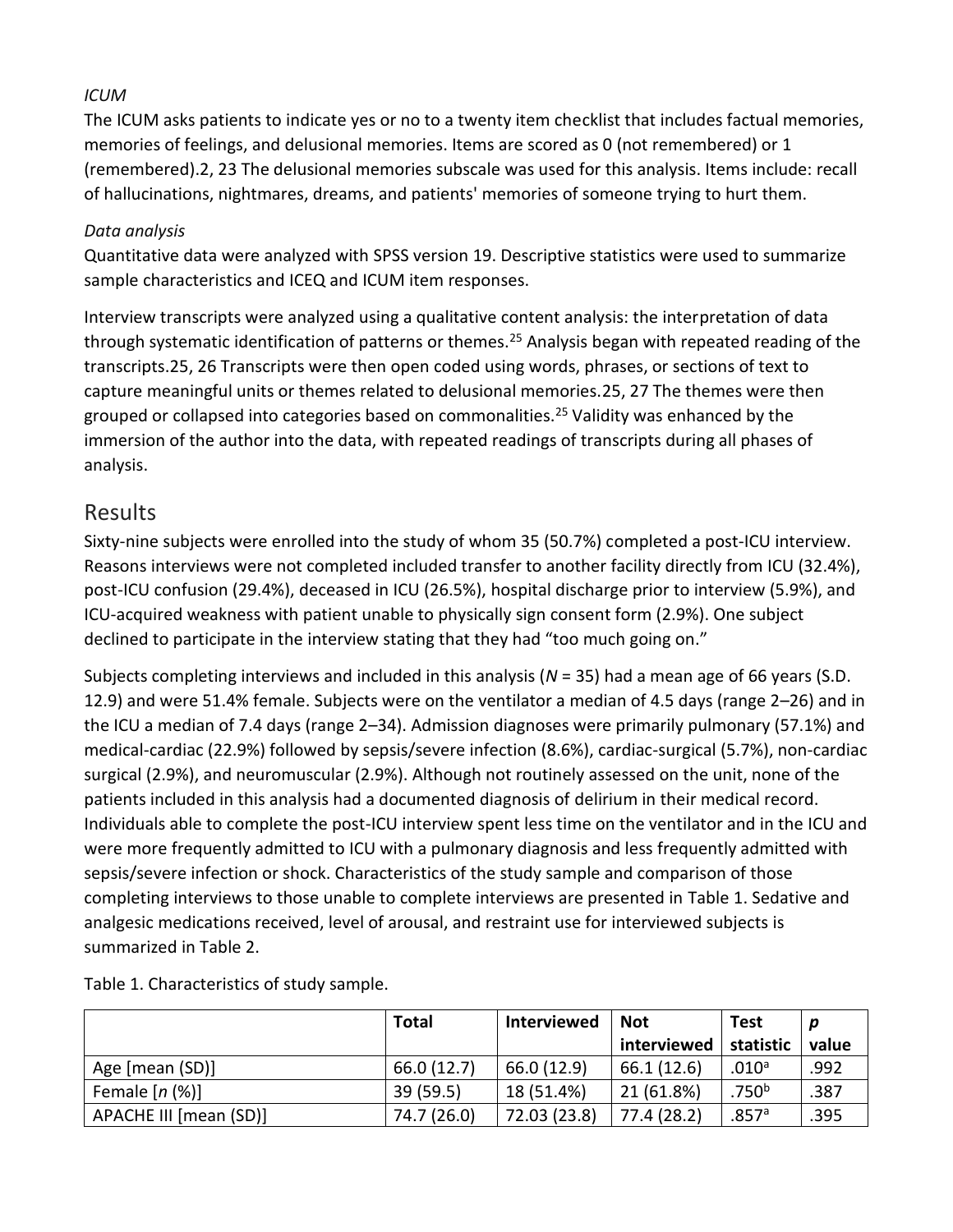*ICUM*

The ICUM asks patients to indicate yes or no to a twenty item checklist that includes factual memories, memories of feelings, and delusional memories. Items are scored as 0 (not remembered) or 1 (remembered).2, 23 The delusional memories subscale was used for this analysis. Items include: recall of hallucinations, nightmares, dreams, and patients' memories of someone trying to hurt them.

*Data analysis*

Quantitative data were analyzed with SPSS version 19. Descriptive statistics were used to summarize sample characteristics and ICEQ and ICUM item responses.

Interview transcripts were analyzed using a qualitative content analysis: the interpretation of data through systematic identification of patterns or themes.[25] Analysis began with repeated reading of the transcripts.25, 26 Transcripts were then open coded using words, phrases, or sections of text to capture meaningful units or themes related to delusional memories.25, 27 The themes were then grouped or collapsed into categories based on commonalities.[25] Validity was enhanced by the immersion of the author into the data, with repeated readings of transcripts during all phases of analysis.

## Results

Sixty-nine subjects were enrolled into the study of whom 35 (50.7%) completed a post-ICU interview. Reasons interviews were not completed included transfer to another facility directly from ICU (32.4%), post-ICU confusion (29.4%), deceased in ICU (26.5%), hospital discharge prior to interview (5.9%), and ICU-acquired weakness with patient unable to physically sign consent form (2.9%). One subject declined to participate in the interview stating that they had "too much going on."

Subjects completing interviews and included in this analysis (*N* = 35) had a mean age of 66 years (S.D. 12.9) and were 51.4% female. Subjects were on the ventilator a median of 4.5 days (range 2–26) and in the ICU a median of 7.4 days (range 2–34). Admission diagnoses were primarily pulmonary (57.1%) and medical-cardiac (22.9%) followed by sepsis/severe infection (8.6%), cardiac-surgical (5.7%), non-cardiac surgical (2.9%), and neuromuscular (2.9%). Although not routinely assessed on the unit, none of the patients included in this analysis had a documented diagnosis of delirium in their medical record. Individuals able to complete the post-ICU interview spent less time on the ventilator and in the ICU and were more frequently admitted to ICU with a pulmonary diagnosis and less frequently admitted with sepsis/severe infection or shock. Characteristics of the study sample and comparison of those completing interviews to those unable to complete interviews are presented in Table 1. Sedative and analgesic medications received, level of arousal, and restraint use for interviewed subjects is summarized in Table 2.

Table 1. Characteristics of study sample.

| | Total | Interviewed | Not interviewed | Test statistic | *p* value |
|---|---|---|---|---|---|
| Age [mean (SD)] | 66.0 (12.7) | 66.0 (12.9) | 66.1 (12.6) | .010[a] | .992 |
| Female [*n* (%)] | 39 (59.5) | 18 (51.4%) | 21 (61.8%) | .750[b] | .387 |
| APACHE III [mean (SD)] | 74.7 (26.0) | 72.03 (23.8) | 77.4 (28.2) | .857[a] | .395 |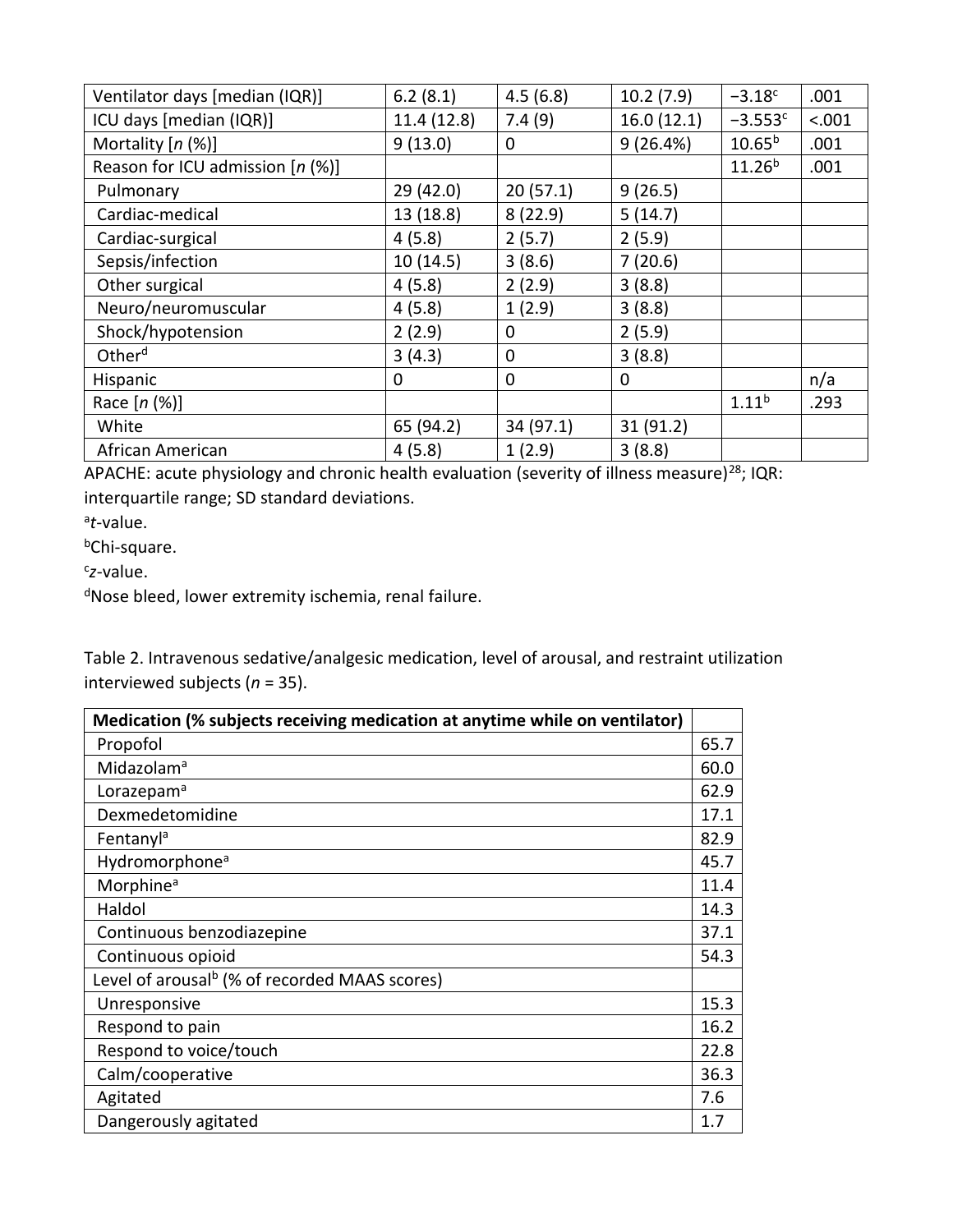| Ventilator days [median (IQR)] | 6.2 (8.1) | 4.5 (6.8) | 10.2 (7.9) | −3.18[c] | .001 |
|---|---|---|---|---|---|
| ICU days [median (IQR)] | 11.4 (12.8) | 7.4 (9) | 16.0 (12.1) | −3.553[c] | <.001 |
| Mortality [*n* (%)] | 9 (13.0) | 0 | 9 (26.4%) | 10.65[b] | .001 |
| Reason for ICU admission [*n* (%)] | | | | 11.26[b] | .001 |
| Pulmonary | 29 (42.0) | 20 (57.1) | 9 (26.5) | | |
| Cardiac-medical | 13 (18.8) | 8 (22.9) | 5 (14.7) | | |
| Cardiac-surgical | 4 (5.8) | 2 (5.7) | 2 (5.9) | | |
| Sepsis/infection | 10 (14.5) | 3 (8.6) | 7 (20.6) | | |
| Other surgical | 4 (5.8) | 2 (2.9) | 3 (8.8) | | |
| Neuro/neuromuscular | 4 (5.8) | 1 (2.9) | 3 (8.8) | | |
| Shock/hypotension | 2 (2.9) | 0 | 2 (5.9) | | |
| Other[d] | 3 (4.3) | 0 | 3 (8.8) | | |
| Hispanic | 0 | 0 | 0 | | n/a |
| Race [*n* (%)] | | | | 1.11[b] | .293 |
| White | 65 (94.2) | 34 (97.1) | 31 (91.2) | | |
| African American | 4 (5.8) | 1 (2.9) | 3 (8.8) | | |

APACHE: acute physiology and chronic health evaluation (severity of illness measure)[28]; IQR: interquartile range; SD standard deviations.

[a]*t*-value.

[b]Chi-square.

[c]*z*-value.

[d]Nose bleed, lower extremity ischemia, renal failure.

Table 2. Intravenous sedative/analgesic medication, level of arousal, and restraint utilization interviewed subjects (*n* = 35).

| **Medication (% subjects receiving medication at anytime while on ventilator)** | |
|---|---|
| Propofol | 65.7 |
| Midazolam[a] | 60.0 |
| Lorazepam[a] | 62.9 |
| Dexmedetomidine | 17.1 |
| Fentanyl[a] | 82.9 |
| Hydromorphone[a] | 45.7 |
| Morphine[a] | 11.4 |
| Haldol | 14.3 |
| Continuous benzodiazepine | 37.1 |
| Continuous opioid | 54.3 |
| Level of arousal[b] (% of recorded MAAS scores) | |
| Unresponsive | 15.3 |
| Respond to pain | 16.2 |
| Respond to voice/touch | 22.8 |
| Calm/cooperative | 36.3 |
| Agitated | 7.6 |
| Dangerously agitated | 1.7 |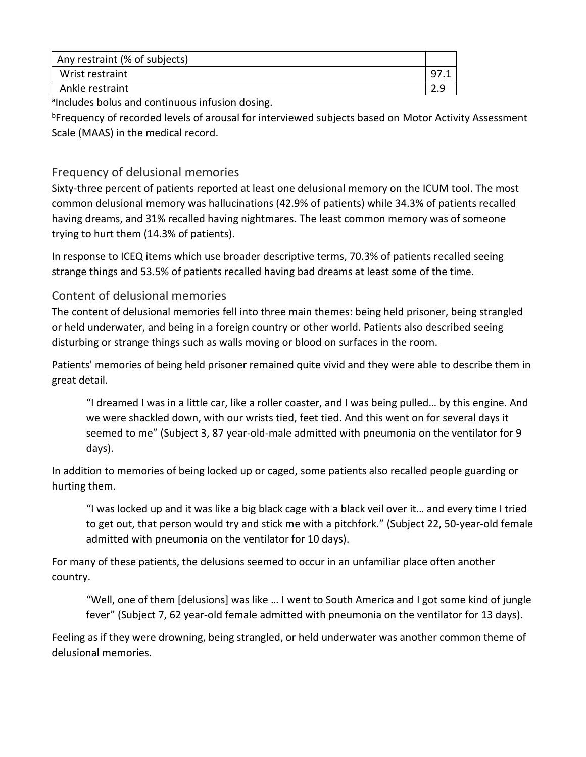| Any restraint (% of subjects) | |
|---|---|
| Wrist restraint | 97.1 |
| Ankle restraint | 2.9 |

[a]Includes bolus and continuous infusion dosing.

[b]Frequency of recorded levels of arousal for interviewed subjects based on Motor Activity Assessment Scale (MAAS) in the medical record.

## Frequency of delusional memories

Sixty-three percent of patients reported at least one delusional memory on the ICUM tool. The most common delusional memory was hallucinations (42.9% of patients) while 34.3% of patients recalled having dreams, and 31% recalled having nightmares. The least common memory was of someone trying to hurt them (14.3% of patients).

In response to ICEQ items which use broader descriptive terms, 70.3% of patients recalled seeing strange things and 53.5% of patients recalled having bad dreams at least some of the time.

## Content of delusional memories

The content of delusional memories fell into three main themes: being held prisoner, being strangled or held underwater, and being in a foreign country or other world. Patients also described seeing disturbing or strange things such as walls moving or blood on surfaces in the room.

Patients' memories of being held prisoner remained quite vivid and they were able to describe them in great detail.

> "I dreamed I was in a little car, like a roller coaster, and I was being pulled… by this engine. And we were shackled down, with our wrists tied, feet tied. And this went on for several days it seemed to me" (Subject 3, 87 year-old-male admitted with pneumonia on the ventilator for 9 days).

In addition to memories of being locked up or caged, some patients also recalled people guarding or hurting them.

> "I was locked up and it was like a big black cage with a black veil over it… and every time I tried to get out, that person would try and stick me with a pitchfork." (Subject 22, 50-year-old female admitted with pneumonia on the ventilator for 10 days).

For many of these patients, the delusions seemed to occur in an unfamiliar place often another country.

> "Well, one of them [delusions] was like … I went to South America and I got some kind of jungle fever" (Subject 7, 62 year-old female admitted with pneumonia on the ventilator for 13 days).

Feeling as if they were drowning, being strangled, or held underwater was another common theme of delusional memories.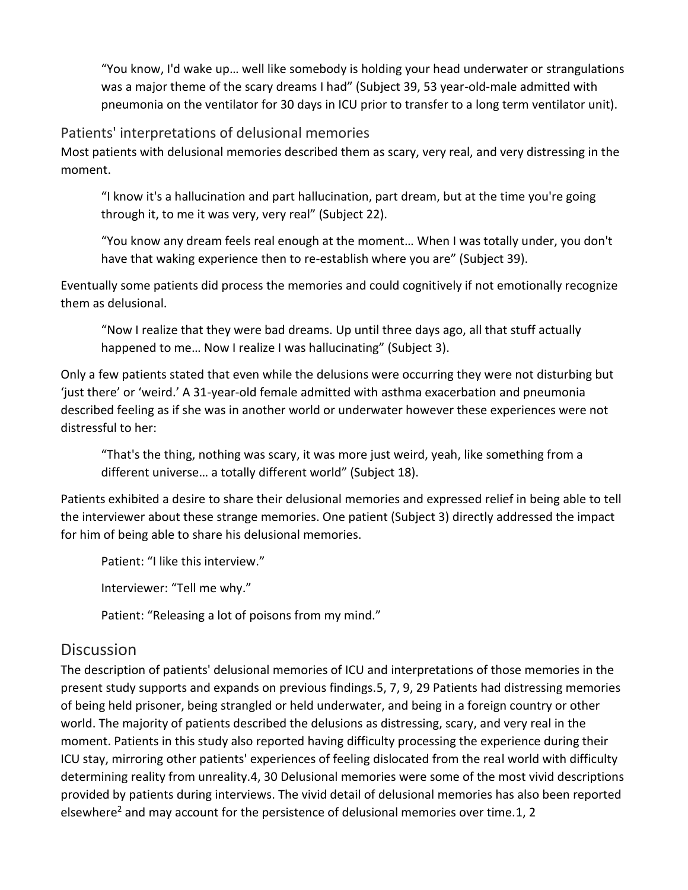> "You know, I'd wake up… well like somebody is holding your head underwater or strangulations was a major theme of the scary dreams I had" (Subject 39, 53 year-old-male admitted with pneumonia on the ventilator for 30 days in ICU prior to transfer to a long term ventilator unit).

### Patients' interpretations of delusional memories

Most patients with delusional memories described them as scary, very real, and very distressing in the moment.

> "I know it's a hallucination and part hallucination, part dream, but at the time you're going through it, to me it was very, very real" (Subject 22).

> "You know any dream feels real enough at the moment… When I was totally under, you don't have that waking experience then to re-establish where you are" (Subject 39).

Eventually some patients did process the memories and could cognitively if not emotionally recognize them as delusional.

> "Now I realize that they were bad dreams. Up until three days ago, all that stuff actually happened to me… Now I realize I was hallucinating" (Subject 3).

Only a few patients stated that even while the delusions were occurring they were not disturbing but 'just there' or 'weird.' A 31-year-old female admitted with asthma exacerbation and pneumonia described feeling as if she was in another world or underwater however these experiences were not distressful to her:

> "That's the thing, nothing was scary, it was more just weird, yeah, like something from a different universe… a totally different world" (Subject 18).

Patients exhibited a desire to share their delusional memories and expressed relief in being able to tell the interviewer about these strange memories. One patient (Subject 3) directly addressed the impact for him of being able to share his delusional memories.

> Patient: "I like this interview."
>
> Interviewer: "Tell me why."
>
> Patient: "Releasing a lot of poisons from my mind."

## Discussion

The description of patients' delusional memories of ICU and interpretations of those memories in the present study supports and expands on previous findings.5, 7, 9, 29 Patients had distressing memories of being held prisoner, being strangled or held underwater, and being in a foreign country or other world. The majority of patients described the delusions as distressing, scary, and very real in the moment. Patients in this study also reported having difficulty processing the experience during their ICU stay, mirroring other patients' experiences of feeling dislocated from the real world with difficulty determining reality from unreality.4, 30 Delusional memories were some of the most vivid descriptions provided by patients during interviews. The vivid detail of delusional memories has also been reported elsewhere[2] and may account for the persistence of delusional memories over time.1, 2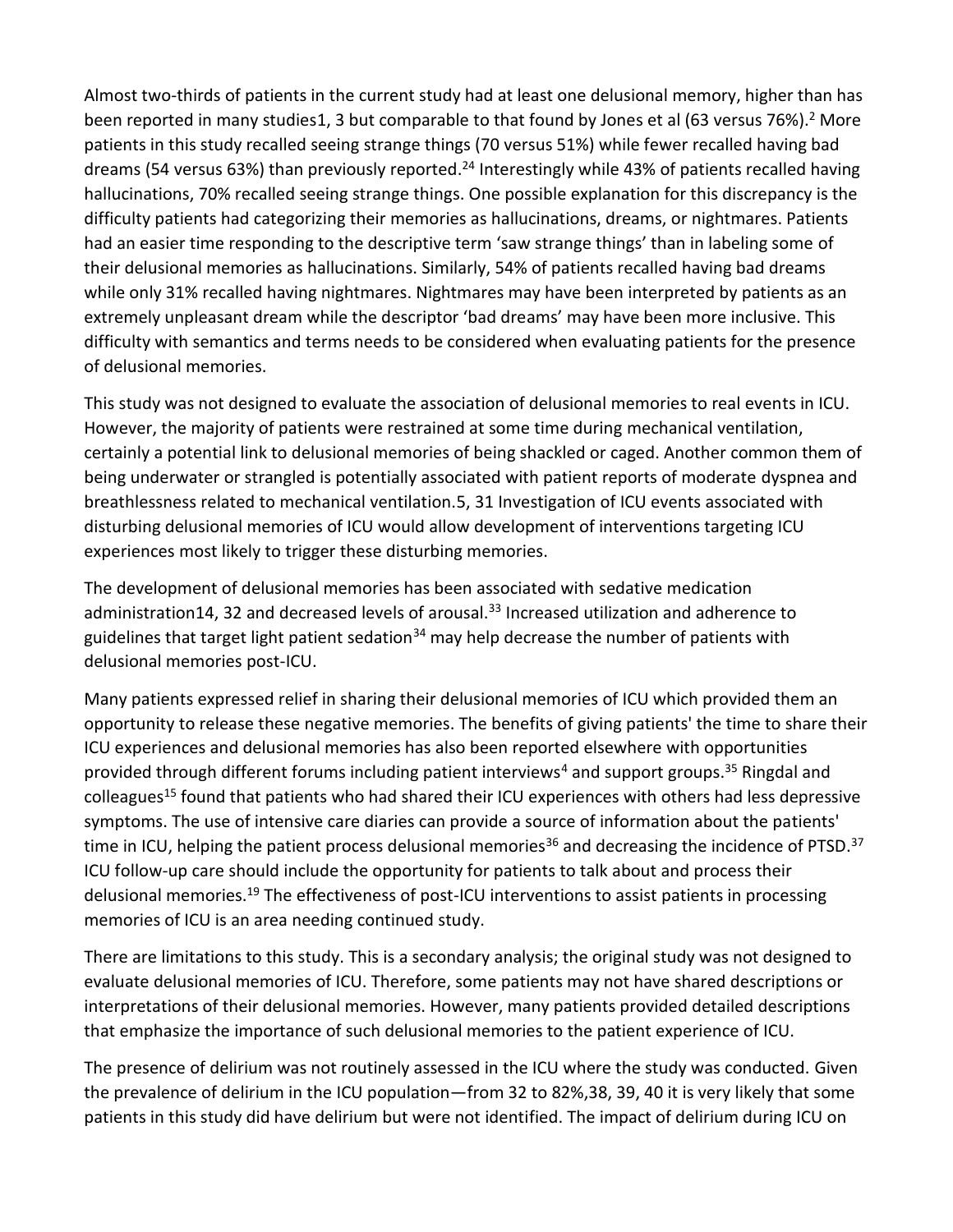Almost two-thirds of patients in the current study had at least one delusional memory, higher than has been reported in many studies1, 3 but comparable to that found by Jones et al (63 versus 76%).[2] More patients in this study recalled seeing strange things (70 versus 51%) while fewer recalled having bad dreams (54 versus 63%) than previously reported.[24] Interestingly while 43% of patients recalled having hallucinations, 70% recalled seeing strange things. One possible explanation for this discrepancy is the difficulty patients had categorizing their memories as hallucinations, dreams, or nightmares. Patients had an easier time responding to the descriptive term 'saw strange things' than in labeling some of their delusional memories as hallucinations. Similarly, 54% of patients recalled having bad dreams while only 31% recalled having nightmares. Nightmares may have been interpreted by patients as an extremely unpleasant dream while the descriptor 'bad dreams' may have been more inclusive. This difficulty with semantics and terms needs to be considered when evaluating patients for the presence of delusional memories.

This study was not designed to evaluate the association of delusional memories to real events in ICU. However, the majority of patients were restrained at some time during mechanical ventilation, certainly a potential link to delusional memories of being shackled or caged. Another common them of being underwater or strangled is potentially associated with patient reports of moderate dyspnea and breathlessness related to mechanical ventilation.5, 31 Investigation of ICU events associated with disturbing delusional memories of ICU would allow development of interventions targeting ICU experiences most likely to trigger these disturbing memories.

The development of delusional memories has been associated with sedative medication administration14, 32 and decreased levels of arousal.[33] Increased utilization and adherence to guidelines that target light patient sedation[34] may help decrease the number of patients with delusional memories post-ICU.

Many patients expressed relief in sharing their delusional memories of ICU which provided them an opportunity to release these negative memories. The benefits of giving patients' the time to share their ICU experiences and delusional memories has also been reported elsewhere with opportunities provided through different forums including patient interviews[4] and support groups.[35] Ringdal and colleagues[15] found that patients who had shared their ICU experiences with others had less depressive symptoms. The use of intensive care diaries can provide a source of information about the patients' time in ICU, helping the patient process delusional memories[36] and decreasing the incidence of PTSD.[37] ICU follow-up care should include the opportunity for patients to talk about and process their delusional memories.[19] The effectiveness of post-ICU interventions to assist patients in processing memories of ICU is an area needing continued study.

There are limitations to this study. This is a secondary analysis; the original study was not designed to evaluate delusional memories of ICU. Therefore, some patients may not have shared descriptions or interpretations of their delusional memories. However, many patients provided detailed descriptions that emphasize the importance of such delusional memories to the patient experience of ICU.

The presence of delirium was not routinely assessed in the ICU where the study was conducted. Given the prevalence of delirium in the ICU population—from 32 to 82%,38, 39, 40 it is very likely that some patients in this study did have delirium but were not identified. The impact of delirium during ICU on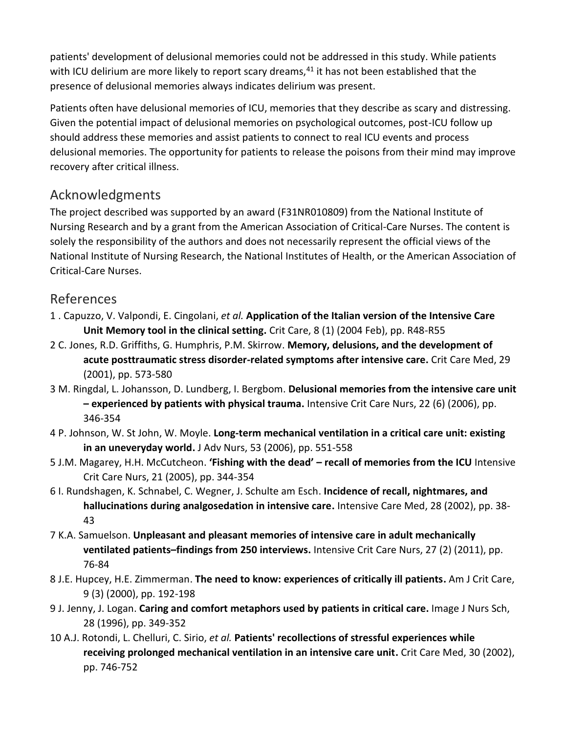patients' development of delusional memories could not be addressed in this study. While patients with ICU delirium are more likely to report scary dreams,[41] it has not been established that the presence of delusional memories always indicates delirium was present.

Patients often have delusional memories of ICU, memories that they describe as scary and distressing. Given the potential impact of delusional memories on psychological outcomes, post-ICU follow up should address these memories and assist patients to connect to real ICU events and process delusional memories. The opportunity for patients to release the poisons from their mind may improve recovery after critical illness.

## Acknowledgments

The project described was supported by an award (F31NR010809) from the National Institute of Nursing Research and by a grant from the American Association of Critical-Care Nurses. The content is solely the responsibility of the authors and does not necessarily represent the official views of the National Institute of Nursing Research, the National Institutes of Health, or the American Association of Critical-Care Nurses.

## References

1 . Capuzzo, V. Valpondi, E. Cingolani, *et al.* **Application of the Italian version of the Intensive Care Unit Memory tool in the clinical setting.** Crit Care, 8 (1) (2004 Feb), pp. R48-R55

2 C. Jones, R.D. Griffiths, G. Humphris, P.M. Skirrow. **Memory, delusions, and the development of acute posttraumatic stress disorder-related symptoms after intensive care.** Crit Care Med, 29 (2001), pp. 573-580

3 M. Ringdal, L. Johansson, D. Lundberg, I. Bergbom. **Delusional memories from the intensive care unit – experienced by patients with physical trauma.** Intensive Crit Care Nurs, 22 (6) (2006), pp. 346-354

4 P. Johnson, W. St John, W. Moyle. **Long-term mechanical ventilation in a critical care unit: existing in an uneveryday world.** J Adv Nurs, 53 (2006), pp. 551-558

5 J.M. Magarey, H.H. McCutcheon. **'Fishing with the dead' – recall of memories from the ICU** Intensive Crit Care Nurs, 21 (2005), pp. 344-354

6 I. Rundshagen, K. Schnabel, C. Wegner, J. Schulte am Esch. **Incidence of recall, nightmares, and hallucinations during analgosedation in intensive care.** Intensive Care Med, 28 (2002), pp. 38-43

7 K.A. Samuelson. **Unpleasant and pleasant memories of intensive care in adult mechanically ventilated patients–findings from 250 interviews.** Intensive Crit Care Nurs, 27 (2) (2011), pp. 76-84

8 J.E. Hupcey, H.E. Zimmerman. **The need to know: experiences of critically ill patients.** Am J Crit Care, 9 (3) (2000), pp. 192-198

9 J. Jenny, J. Logan. **Caring and comfort metaphors used by patients in critical care.** Image J Nurs Sch, 28 (1996), pp. 349-352

10 A.J. Rotondi, L. Chelluri, C. Sirio, *et al.* **Patients' recollections of stressful experiences while receiving prolonged mechanical ventilation in an intensive care unit.** Crit Care Med, 30 (2002), pp. 746-752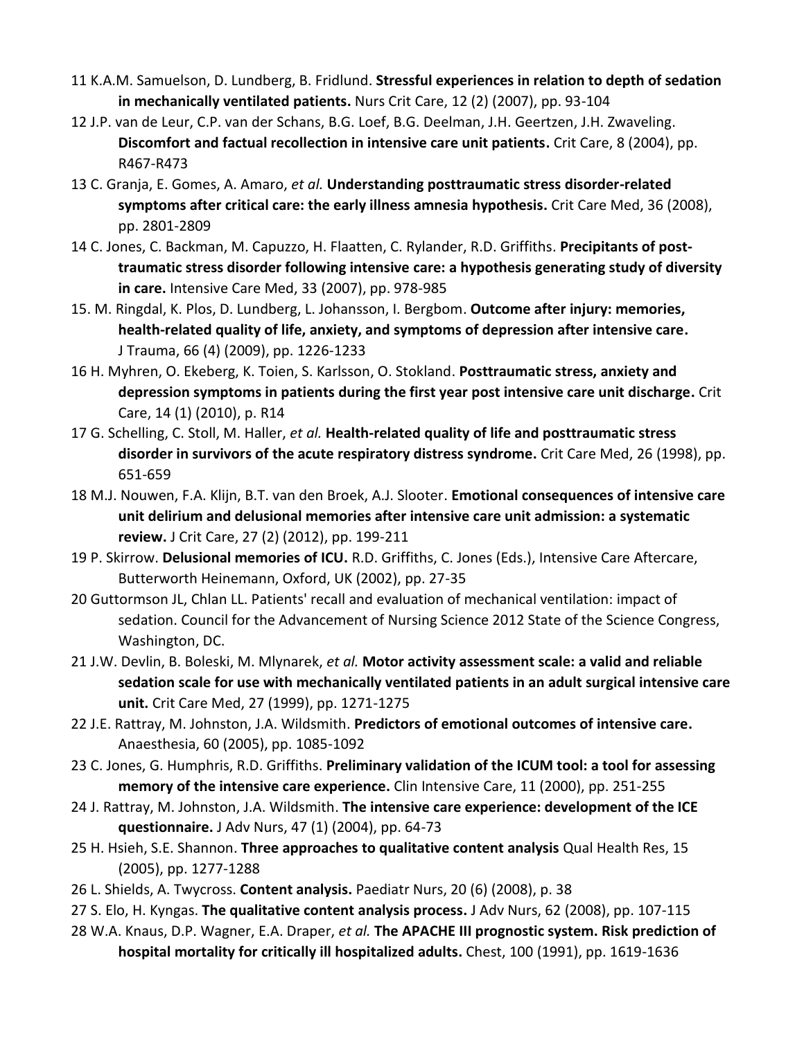11 K.A.M. Samuelson, D. Lundberg, B. Fridlund. **Stressful experiences in relation to depth of sedation in mechanically ventilated patients.** Nurs Crit Care, 12 (2) (2007), pp. 93-104

12 J.P. van de Leur, C.P. van der Schans, B.G. Loef, B.G. Deelman, J.H. Geertzen, J.H. Zwaveling. **Discomfort and factual recollection in intensive care unit patients.** Crit Care, 8 (2004), pp. R467-R473

13 C. Granja, E. Gomes, A. Amaro, *et al.* **Understanding posttraumatic stress disorder-related symptoms after critical care: the early illness amnesia hypothesis.** Crit Care Med, 36 (2008), pp. 2801-2809

14 C. Jones, C. Backman, M. Capuzzo, H. Flaatten, C. Rylander, R.D. Griffiths. **Precipitants of post-traumatic stress disorder following intensive care: a hypothesis generating study of diversity in care.** Intensive Care Med, 33 (2007), pp. 978-985

15. M. Ringdal, K. Plos, D. Lundberg, L. Johansson, I. Bergbom. **Outcome after injury: memories, health-related quality of life, anxiety, and symptoms of depression after intensive care.** J Trauma, 66 (4) (2009), pp. 1226-1233

16 H. Myhren, O. Ekeberg, K. Toien, S. Karlsson, O. Stokland. **Posttraumatic stress, anxiety and depression symptoms in patients during the first year post intensive care unit discharge.** Crit Care, 14 (1) (2010), p. R14

17 G. Schelling, C. Stoll, M. Haller, *et al.* **Health-related quality of life and posttraumatic stress disorder in survivors of the acute respiratory distress syndrome.** Crit Care Med, 26 (1998), pp. 651-659

18 M.J. Nouwen, F.A. Klijn, B.T. van den Broek, A.J. Slooter. **Emotional consequences of intensive care unit delirium and delusional memories after intensive care unit admission: a systematic review.** J Crit Care, 27 (2) (2012), pp. 199-211

19 P. Skirrow. **Delusional memories of ICU.** R.D. Griffiths, C. Jones (Eds.), Intensive Care Aftercare, Butterworth Heinemann, Oxford, UK (2002), pp. 27-35

20 Guttormson JL, Chlan LL. Patients' recall and evaluation of mechanical ventilation: impact of sedation. Council for the Advancement of Nursing Science 2012 State of the Science Congress, Washington, DC.

21 J.W. Devlin, B. Boleski, M. Mlynarek, *et al.* **Motor activity assessment scale: a valid and reliable sedation scale for use with mechanically ventilated patients in an adult surgical intensive care unit.** Crit Care Med, 27 (1999), pp. 1271-1275

22 J.E. Rattray, M. Johnston, J.A. Wildsmith. **Predictors of emotional outcomes of intensive care.** Anaesthesia, 60 (2005), pp. 1085-1092

23 C. Jones, G. Humphris, R.D. Griffiths. **Preliminary validation of the ICUM tool: a tool for assessing memory of the intensive care experience.** Clin Intensive Care, 11 (2000), pp. 251-255

24 J. Rattray, M. Johnston, J.A. Wildsmith. **The intensive care experience: development of the ICE questionnaire.** J Adv Nurs, 47 (1) (2004), pp. 64-73

25 H. Hsieh, S.E. Shannon. **Three approaches to qualitative content analysis** Qual Health Res, 15 (2005), pp. 1277-1288

26 L. Shields, A. Twycross. **Content analysis.** Paediatr Nurs, 20 (6) (2008), p. 38

27 S. Elo, H. Kyngas. **The qualitative content analysis process.** J Adv Nurs, 62 (2008), pp. 107-115

28 W.A. Knaus, D.P. Wagner, E.A. Draper, *et al.* **The APACHE III prognostic system. Risk prediction of hospital mortality for critically ill hospitalized adults.** Chest, 100 (1991), pp. 1619-1636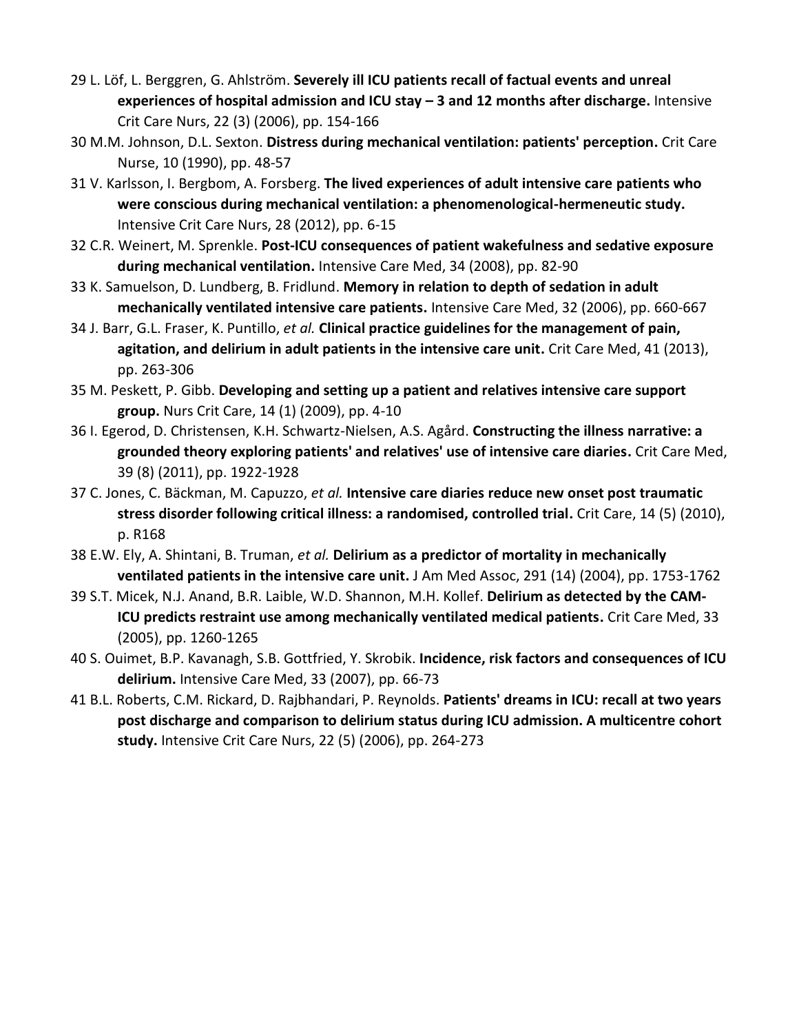29 L. Löf, L. Berggren, G. Ahlström. **Severely ill ICU patients recall of factual events and unreal experiences of hospital admission and ICU stay – 3 and 12 months after discharge.** Intensive Crit Care Nurs, 22 (3) (2006), pp. 154-166

30 M.M. Johnson, D.L. Sexton. **Distress during mechanical ventilation: patients' perception.** Crit Care Nurse, 10 (1990), pp. 48-57

31 V. Karlsson, I. Bergbom, A. Forsberg. **The lived experiences of adult intensive care patients who were conscious during mechanical ventilation: a phenomenological-hermeneutic study.** Intensive Crit Care Nurs, 28 (2012), pp. 6-15

32 C.R. Weinert, M. Sprenkle. **Post-ICU consequences of patient wakefulness and sedative exposure during mechanical ventilation.** Intensive Care Med, 34 (2008), pp. 82-90

33 K. Samuelson, D. Lundberg, B. Fridlund. **Memory in relation to depth of sedation in adult mechanically ventilated intensive care patients.** Intensive Care Med, 32 (2006), pp. 660-667

34 J. Barr, G.L. Fraser, K. Puntillo, *et al.* **Clinical practice guidelines for the management of pain, agitation, and delirium in adult patients in the intensive care unit.** Crit Care Med, 41 (2013), pp. 263-306

35 M. Peskett, P. Gibb. **Developing and setting up a patient and relatives intensive care support group.** Nurs Crit Care, 14 (1) (2009), pp. 4-10

36 I. Egerod, D. Christensen, K.H. Schwartz-Nielsen, A.S. Agård. **Constructing the illness narrative: a grounded theory exploring patients' and relatives' use of intensive care diaries.** Crit Care Med, 39 (8) (2011), pp. 1922-1928

37 C. Jones, C. Bäckman, M. Capuzzo, *et al.* **Intensive care diaries reduce new onset post traumatic stress disorder following critical illness: a randomised, controlled trial.** Crit Care, 14 (5) (2010), p. R168

38 E.W. Ely, A. Shintani, B. Truman, *et al.* **Delirium as a predictor of mortality in mechanically ventilated patients in the intensive care unit.** J Am Med Assoc, 291 (14) (2004), pp. 1753-1762

39 S.T. Micek, N.J. Anand, B.R. Laible, W.D. Shannon, M.H. Kollef. **Delirium as detected by the CAM-ICU predicts restraint use among mechanically ventilated medical patients.** Crit Care Med, 33 (2005), pp. 1260-1265

40 S. Ouimet, B.P. Kavanagh, S.B. Gottfried, Y. Skrobik. **Incidence, risk factors and consequences of ICU delirium.** Intensive Care Med, 33 (2007), pp. 66-73

41 B.L. Roberts, C.M. Rickard, D. Rajbhandari, P. Reynolds. **Patients' dreams in ICU: recall at two years post discharge and comparison to delirium status during ICU admission. A multicentre cohort study.** Intensive Crit Care Nurs, 22 (5) (2006), pp. 264-273